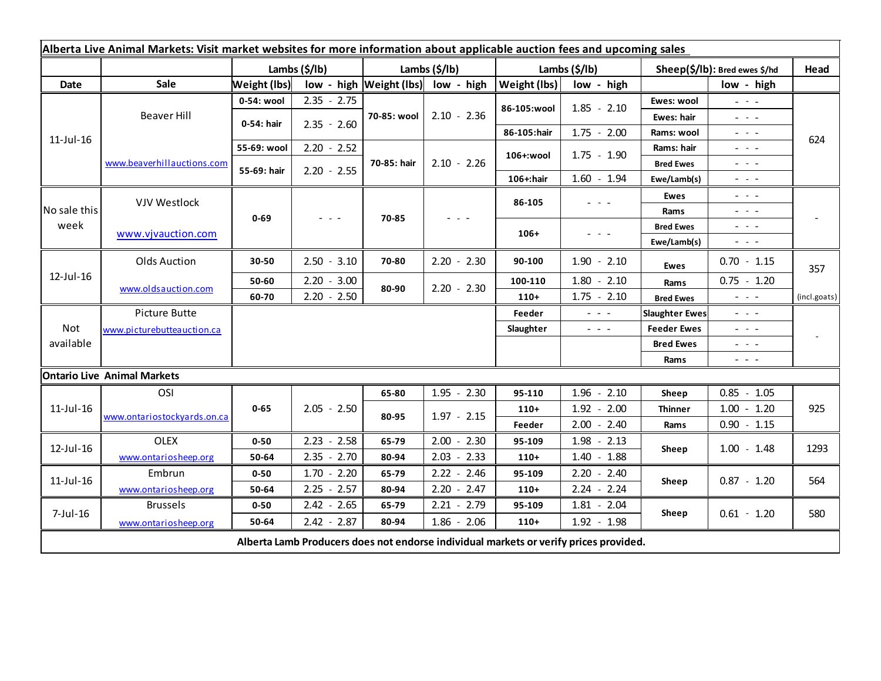| Alberta Live Animal Markets: Visit market websites for more information about applicable auction fees and upcoming sales | | | | | | | | | | |
|---|---|---|---|---|---|---|---|---|---|---|
| | | Lambs ($/lb) | | Lambs ($/lb) | | Lambs ($/lb) | | Sheep($/lb): Bred ewes $/hd | | Head |
| Date | Sale | Weight (lbs) | low - high | Weight (lbs) | low - high | Weight (lbs) | low - high | | low - high | |
| 11-Jul-16 | Beaver Hill | 0-54: wool | 2.35 - 2.75 | 70-85: wool | 2.10 - 2.36 | 86-105:wool | 1.85 - 2.10 | Ewes: wool | - - - | 624 |
| | | 0-54: hair | 2.35 - 2.60 | | | | | Ewes: hair | - - - | |
| | | | | | | 86-105:hair | 1.75 - 2.00 | Rams: wool | - - - | |
| | www.beaverhillauctions.com | 55-69: wool | 2.20 - 2.52 | 70-85: hair | 2.10 - 2.26 | 106+:wool | 1.75 - 1.90 | Rams: hair | - - - | |
| | | 55-69: hair | 2.20 - 2.55 | | | | | Bred Ewes | - - - | |
| | | | | | | 106+:hair | 1.60 - 1.94 | Ewe/Lamb(s) | - - - | |
| No sale this week | VJV Westlock | 0-69 | - - - | 70-85 | - - - | 86-105 | - - - | Ewes | - - - | - |
| | | | | | | | | Rams | - - - | |
| | www.vjvauction.com | | | | | 106+ | - - - | Bred Ewes | - - - | |
| | | | | | | | | Ewe/Lamb(s) | - - - | |
| 12-Jul-16 | Olds Auction | 30-50 | 2.50 - 3.10 | 70-80 | 2.20 - 2.30 | 90-100 | 1.90 - 2.10 | Ewes | 0.70 - 1.15 | 357 |
| | www.oldsauction.com | 50-60 | 2.20 - 3.00 | 80-90 | 2.20 - 2.30 | 100-110 | 1.80 - 2.10 | Rams | 0.75 - 1.20 | |
| | | 60-70 | 2.20 - 2.50 | | | 110+ | 1.75 - 2.10 | Bred Ewes | - - - | (incl.goats) |
| Not available | Picture Butte | | | | | Feeder | - - - | Slaughter Ewes | - - - | - |
| | www.picturebutteauction.ca | | | | | Slaughter | - - - | Feeder Ewes | - - - | |
| | | | | | | | | Bred Ewes | - - - | |
| | | | | | | | | Rams | - - - | |
| **Ontario Live Animal Markets** | | | | | | | | | | |
| 11-Jul-16 | OSI | 0-65 | 2.05 - 2.50 | 65-80 | 1.95 - 2.30 | 95-110 | 1.96 - 2.10 | Sheep | 0.85 - 1.05 | 925 |
| | www.ontariostockyards.on.ca | | | 80-95 | 1.97 - 2.15 | 110+ | 1.92 - 2.00 | Thinner | 1.00 - 1.20 | |
| | | | | | | Feeder | 2.00 - 2.40 | Rams | 0.90 - 1.15 | |
| 12-Jul-16 | OLEX | 0-50 | 2.23 - 2.58 | 65-79 | 2.00 - 2.30 | 95-109 | 1.98 - 2.13 | Sheep | 1.00 - 1.48 | 1293 |
| | www.ontariosheep.org | 50-64 | 2.35 - 2.70 | 80-94 | 2.03 - 2.33 | 110+ | 1.40 - 1.88 | | | |
| 11-Jul-16 | Embrun | 0-50 | 1.70 - 2.20 | 65-79 | 2.22 - 2.46 | 95-109 | 2.20 - 2.40 | Sheep | 0.87 - 1.20 | 564 |
| | www.ontariosheep.org | 50-64 | 2.25 - 2.57 | 80-94 | 2.20 - 2.47 | 110+ | 2.24 - 2.24 | | | |
| 7-Jul-16 | Brussels | 0-50 | 2.42 - 2.65 | 65-79 | 2.21 - 2.79 | 95-109 | 1.81 - 2.04 | Sheep | 0.61 - 1.20 | 580 |
| | www.ontariosheep.org | 50-64 | 2.42 - 2.87 | 80-94 | 1.86 - 2.06 | 110+ | 1.92 - 1.98 | | | |

**Alberta Lamb Producers does not endorse individual markets or verify prices provided.**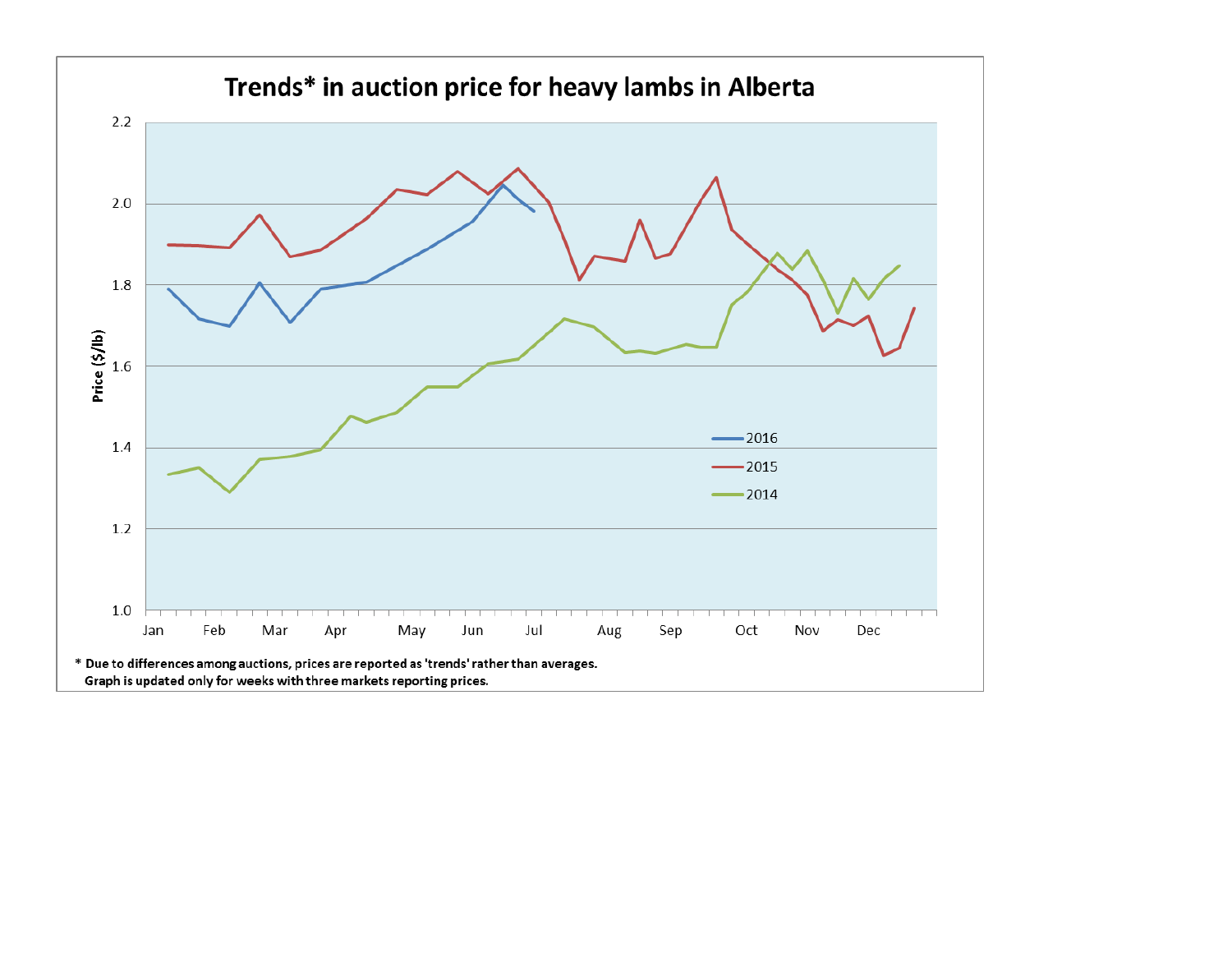# Trends* in auction price for heavy lambs in Alberta

Price ($/lb)

2.2
2.0
1.8
1.6
1.4
1.2
1.0

Jan Feb Mar Apr May Jun Jul Aug Sep Oct Nov Dec

2016
2015
2014

\* Due to differences among auctions, prices are reported as 'trends' rather than averages.
Graph is updated only for weeks with three markets reporting prices.